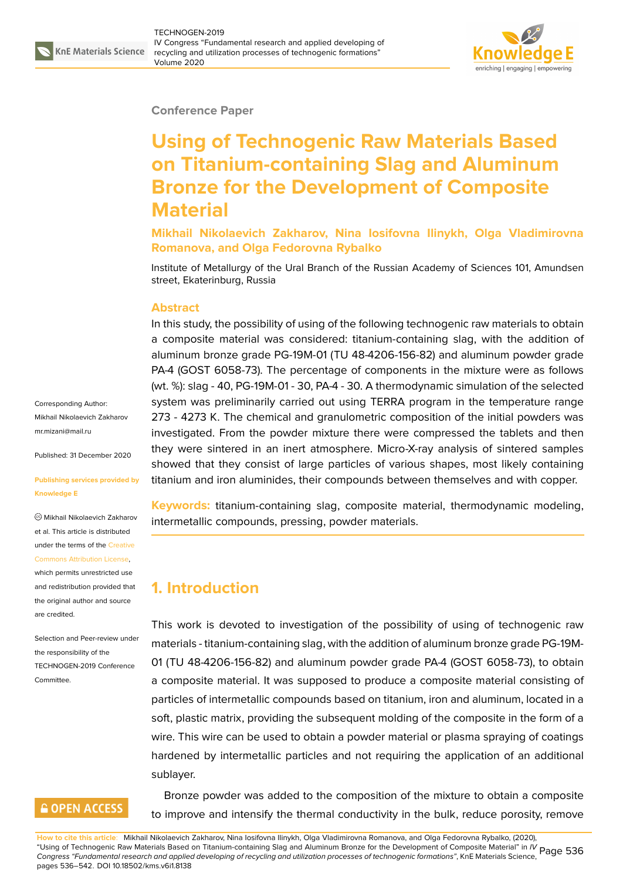Conference Paper

# Using of Technogenic Raw Materials Based on Titanium-containing Slag and Aluminum Bronze for the Development of Composite Material

**Mikhail Nikolaevich Zakharov, Nina Iosifovna Ilinykh, Olga Vladimirovna Romanova, and Olga Fedorovna Rybalko**

Institute of Metallurgy of the Ural Branch of the Russian Academy of Sciences 101, Amundsen street, Ekaterinburg, Russia

### Abstract

In this study, the possibility of using of the following technogenic raw materials to obtain a composite material was considered: titanium-containing slag, with the addition of aluminum bronze grade PG-19M-01 (TU 48-4206-156-82) and aluminum powder grade PA-4 (GOST 6058-73). The percentage of components in the mixture were as follows (wt. %): slag - 40, PG-19M-01 - 30, PA-4 - 30. A thermodynamic simulation of the selected system was preliminarily carried out using TERRA program in the temperature range 273 - 4273 K. The chemical and granulometric composition of the initial powders was investigated. From the powder mixture there were compressed the tablets and then they were sintered in an inert atmosphere. Micro-X-ray analysis of sintered samples showed that they consist of large particles of various shapes, most likely containing titanium and iron aluminides, their compounds between themselves and with copper.

**Keywords:** titanium-containing slag, composite material, thermodynamic modeling, intermetallic compounds, pressing, powder materials.

Corresponding Author: Mikhail Nikolaevich Zakharov mr.mizani@mail.ru

Published: 31 December 2020

Publishing services provided by Knowledge E

© Mikhail Nikolaevich Zakharov et al. This article is distributed under the terms of the Creative Commons Attribution License, which permits unrestricted use and redistribution provided that the original author and source are credited.

Selection and Peer-review under the responsibility of the TECHNOGEN-2019 Conference Committee.

## 1. Introduction

This work is devoted to investigation of the possibility of using of technogenic raw materials - titanium-containing slag, with the addition of aluminum bronze grade PG-19M-01 (TU 48-4206-156-82) and aluminum powder grade PA-4 (GOST 6058-73), to obtain a composite material. It was supposed to produce a composite material consisting of particles of intermetallic compounds based on titanium, iron and aluminum, located in a soft, plastic matrix, providing the subsequent molding of the composite in the form of a wire. This wire can be used to obtain a powder material or plasma spraying of coatings hardened by intermetallic particles and not requiring the application of an additional sublayer.

Bronze powder was added to the composition of the mixture to obtain a composite to improve and intensify the thermal conductivity in the bulk, reduce porosity, remove

**How to cite this article:** Mikhail Nikolaevich Zakharov, Nina Iosifovna Ilinykh, Olga Vladimirovna Romanova, and Olga Fedorovna Rybalko, (2020), "Using of Technogenic Raw Materials Based on Titanium-containing Slag and Aluminum Bronze for the Development of Composite Material" in *IV Congress "Fundamental research and applied developing of recycling and utilization processes of technogenic formations"*, KnE Materials Science, pages 536–542. DOI 10.18502/kms.v6i1.8138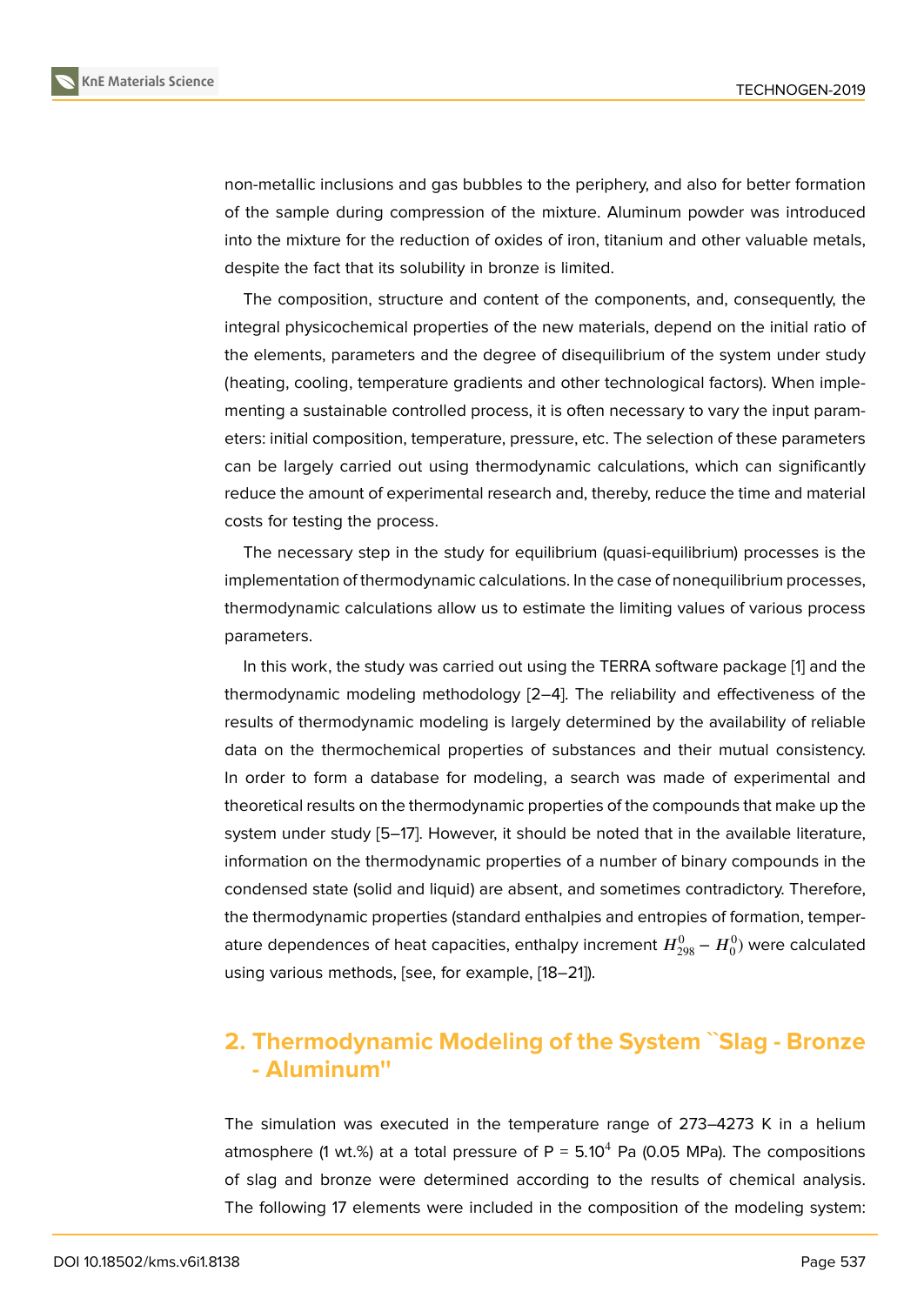non-metallic inclusions and gas bubbles to the periphery, and also for better formation of the sample during compression of the mixture. Aluminum powder was introduced into the mixture for the reduction of oxides of iron, titanium and other valuable metals, despite the fact that its solubility in bronze is limited.

The composition, structure and content of the components, and, consequently, the integral physicochemical properties of the new materials, depend on the initial ratio of the elements, parameters and the degree of disequilibrium of the system under study (heating, cooling, temperature gradients and other technological factors). When implementing a sustainable controlled process, it is often necessary to vary the input parameters: initial composition, temperature, pressure, etc. The selection of these parameters can be largely carried out using thermodynamic calculations, which can significantly reduce the amount of experimental research and, thereby, reduce the time and material costs for testing the process.

The necessary step in the study for equilibrium (quasi-equilibrium) processes is the implementation of thermodynamic calculations. In the case of nonequilibrium processes, thermodynamic calculations allow us to estimate the limiting values of various process parameters.

In this work, the study was carried out using the TERRA software package [1] and the thermodynamic modeling methodology [2–4]. The reliability and effectiveness of the results of thermodynamic modeling is largely determined by the availability of reliable data on the thermochemical properties of substances and their mutual consistency. In order to form a database for modeling, a search was made of experimental and theoretical results on the thermodynamic properties of the compounds that make up the system under study [5–17]. However, it should be noted that in the available literature, information on the thermodynamic properties of a number of binary compounds in the condensed state (solid and liquid) are absent, and sometimes contradictory. Therefore, the thermodynamic properties (standard enthalpies and entropies of formation, temperature dependences of heat capacities, enthalpy increment $H^0_{298} - H^0_0$) were calculated using various methods, [see, for example, [18–21]).

## 2. Thermodynamic Modeling of the System "Slag - Bronze - Aluminum"

The simulation was executed in the temperature range of 273–4273 K in a helium atmosphere (1 wt.%) at a total pressure of P = $5.10^4$ Pa (0.05 MPa). The compositions of slag and bronze were determined according to the results of chemical analysis. The following 17 elements were included in the composition of the modeling system: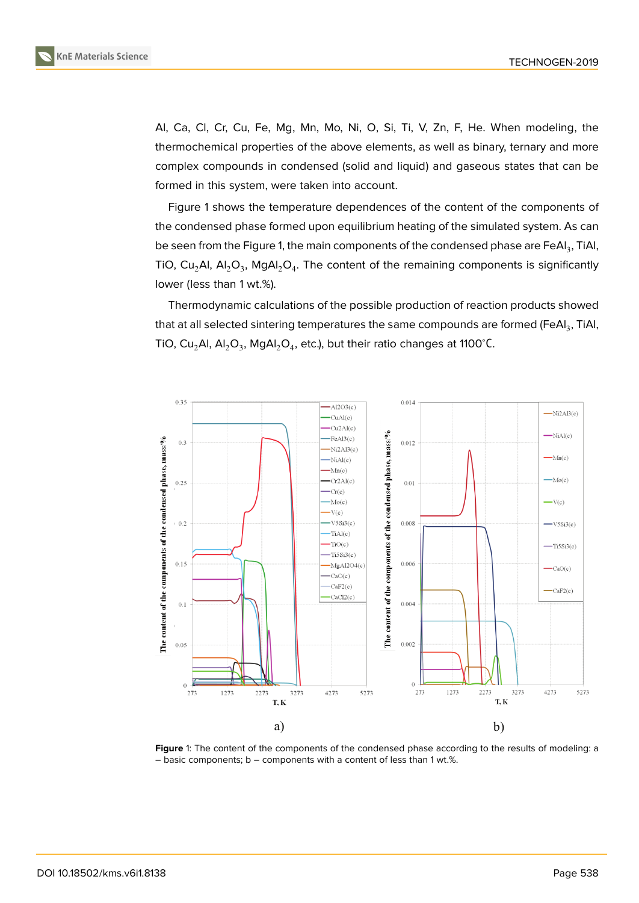Al, Ca, Cl, Cr, Cu, Fe, Mg, Mn, Mo, Ni, O, Si, Ti, V, Zn, F, He. When modeling, the thermochemical properties of the above elements, as well as binary, ternary and more complex compounds in condensed (solid and liquid) and gaseous states that can be formed in this system, were taken into account.

Figure 1 shows the temperature dependences of the content of the components of the condensed phase formed upon equilibrium heating of the simulated system. As can be seen from the Figure 1, the main components of the condensed phase are $FeAl_3$, TiAl, TiO, $Cu_2Al$, $Al_2O_3$, $MgAl_2O_4$. The content of the remaining components is significantly lower (less than 1 wt.%).

Thermodynamic calculations of the possible production of reaction products showed that at all selected sintering temperatures the same compounds are formed ($FeAl_3$, TiAl, TiO, $Cu_2Al$, $Al_2O_3$, $MgAl_2O_4$, etc.), but their ratio changes at 1100°C.

**Figure** 1: The content of the components of the condensed phase according to the results of modeling: a – basic components; b – components with a content of less than 1 wt.%.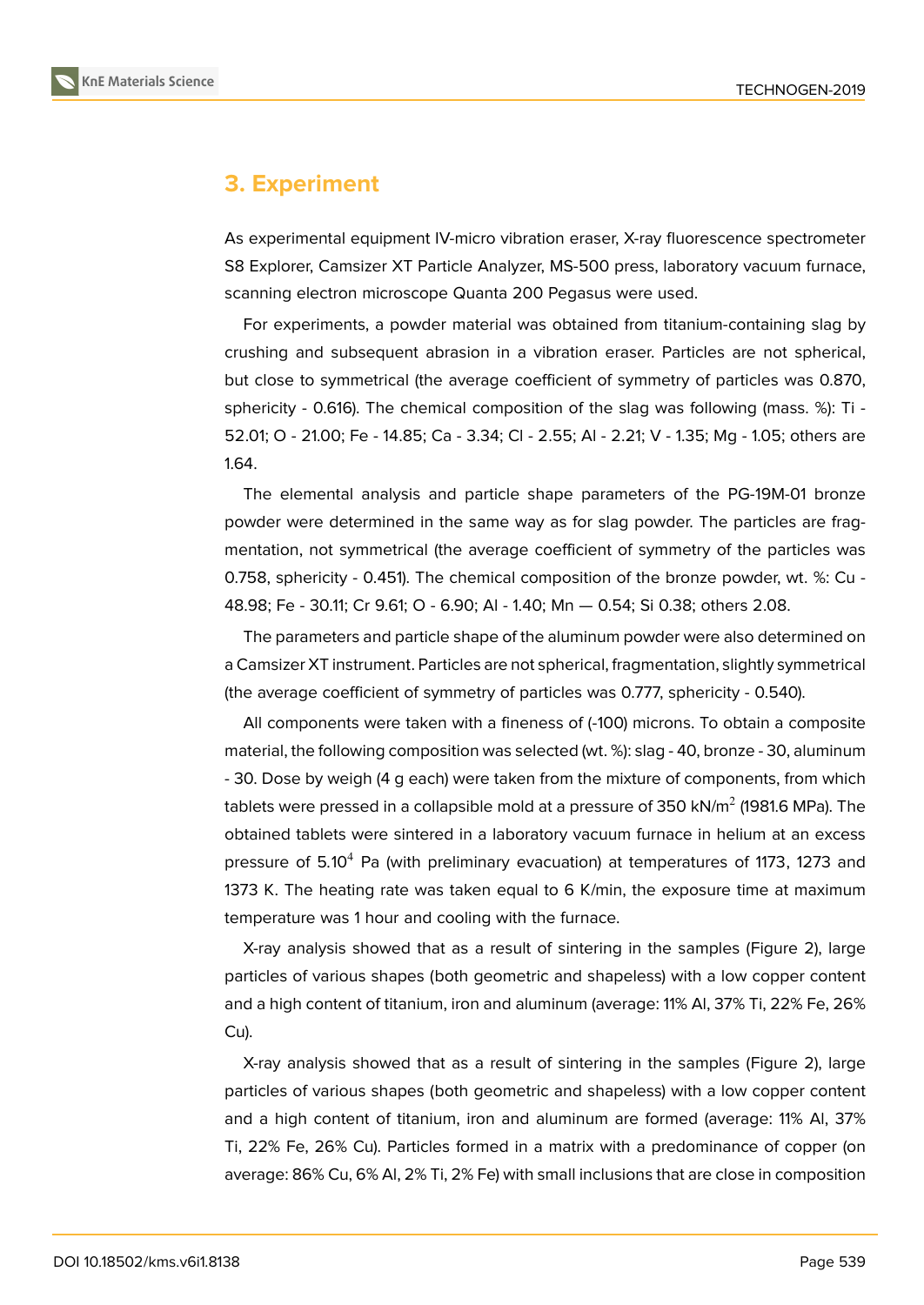## 3. Experiment

As experimental equipment IV-micro vibration eraser, X-ray fluorescence spectrometer S8 Explorer, Camsizer XT Particle Analyzer, MS-500 press, laboratory vacuum furnace, scanning electron microscope Quanta 200 Pegasus were used.

For experiments, a powder material was obtained from titanium-containing slag by crushing and subsequent abrasion in a vibration eraser. Particles are not spherical, but close to symmetrical (the average coefficient of symmetry of particles was 0.870, sphericity - 0.616). The chemical composition of the slag was following (mass. %): Ti - 52.01; O - 21.00; Fe - 14.85; Ca - 3.34; Cl - 2.55; Al - 2.21; V - 1.35; Mg - 1.05; others are 1.64.

The elemental analysis and particle shape parameters of the PG-19M-01 bronze powder were determined in the same way as for slag powder. The particles are fragmentation, not symmetrical (the average coefficient of symmetry of the particles was 0.758, sphericity - 0.451). The chemical composition of the bronze powder, wt. %: Cu - 48.98; Fe - 30.11; Cr 9.61; O - 6.90; Al - 1.40; Mn — 0.54; Si 0.38; others 2.08.

The parameters and particle shape of the aluminum powder were also determined on a Camsizer XT instrument. Particles are not spherical, fragmentation, slightly symmetrical (the average coefficient of symmetry of particles was 0.777, sphericity - 0.540).

All components were taken with a fineness of (-100) microns. To obtain a composite material, the following composition was selected (wt. %): slag - 40, bronze - 30, aluminum - 30. Dose by weigh (4 g each) were taken from the mixture of components, from which tablets were pressed in a collapsible mold at a pressure of 350 kN/m$^2$ (1981.6 MPa). The obtained tablets were sintered in a laboratory vacuum furnace in helium at an excess pressure of 5.10$^4$ Pa (with preliminary evacuation) at temperatures of 1173, 1273 and 1373 K. The heating rate was taken equal to 6 K/min, the exposure time at maximum temperature was 1 hour and cooling with the furnace.

X-ray analysis showed that as a result of sintering in the samples (Figure 2), large particles of various shapes (both geometric and shapeless) with a low copper content and a high content of titanium, iron and aluminum (average: 11% Al, 37% Ti, 22% Fe, 26% Cu).

X-ray analysis showed that as a result of sintering in the samples (Figure 2), large particles of various shapes (both geometric and shapeless) with a low copper content and a high content of titanium, iron and aluminum are formed (average: 11% Al, 37% Ti, 22% Fe, 26% Cu). Particles formed in a matrix with a predominance of copper (on average: 86% Cu, 6% Al, 2% Ti, 2% Fe) with small inclusions that are close in composition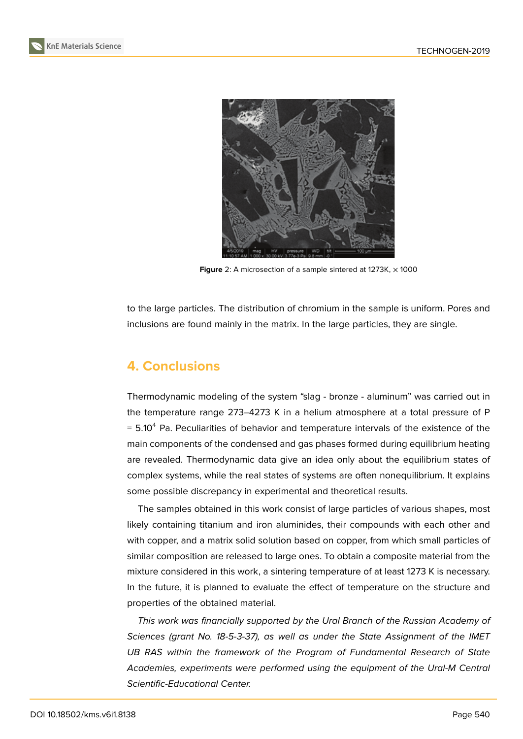**Figure** 2: A microsection of a sample sintered at 1273K, × 1000

to the large particles. The distribution of chromium in the sample is uniform. Pores and inclusions are found mainly in the matrix. In the large particles, they are single.

## 4. Conclusions

Thermodynamic modeling of the system “slag - bronze - aluminum” was carried out in the temperature range 273–4273 K in a helium atmosphere at a total pressure of P = $5.10^4$ Pa. Peculiarities of behavior and temperature intervals of the existence of the main components of the condensed and gas phases formed during equilibrium heating are revealed. Thermodynamic data give an idea only about the equilibrium states of complex systems, while the real states of systems are often nonequilibrium. It explains some possible discrepancy in experimental and theoretical results.

The samples obtained in this work consist of large particles of various shapes, most likely containing titanium and iron aluminides, their compounds with each other and with copper, and a matrix solid solution based on copper, from which small particles of similar composition are released to large ones. To obtain a composite material from the mixture considered in this work, a sintering temperature of at least 1273 K is necessary. In the future, it is planned to evaluate the effect of temperature on the structure and properties of the obtained material.

*This work was financially supported by the Ural Branch of the Russian Academy of Sciences (grant No. 18-5-3-37), as well as under the State Assignment of the IMET UB RAS within the framework of the Program of Fundamental Research of State Academies, experiments were performed using the equipment of the Ural-M Central Scientific-Educational Center.*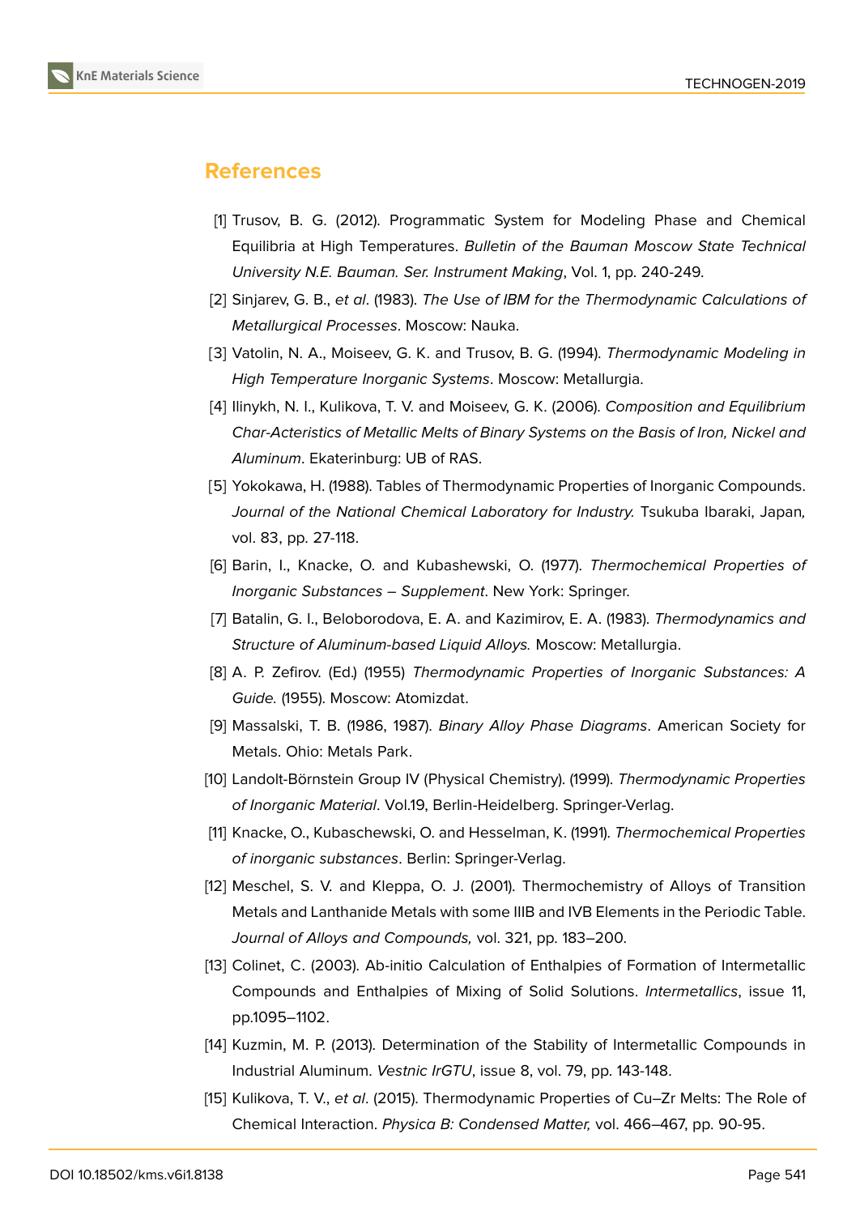## References

[1] Trusov, B. G. (2012). Programmatic System for Modeling Phase and Chemical Equilibria at High Temperatures. *Bulletin of the Bauman Moscow State Technical University N.E. Bauman. Ser. Instrument Making*, Vol. 1, pp. 240-249.

[2] Sinjarev, G. B., *et al*. (1983). *The Use of IBM for the Thermodynamic Calculations of Metallurgical Processes*. Moscow: Nauka.

[3] Vatolin, N. A., Moiseev, G. K. and Trusov, B. G. (1994). *Thermodynamic Modeling in High Temperature Inorganic Systems*. Moscow: Metallurgia.

[4] Ilinykh, N. I., Kulikova, T. V. and Moiseev, G. K. (2006). *Composition and Equilibrium Char-Acteristics of Metallic Melts of Binary Systems on the Basis of Iron, Nickel and Aluminum*. Ekaterinburg: UB of RAS.

[5] Yokokawa, H. (1988). Tables of Thermodynamic Properties of Inorganic Compounds. *Journal of the National Chemical Laboratory for Industry.* Tsukuba Ibaraki, Japan*,* vol. 83, pp. 27-118.

[6] Barin, I., Knacke, O. and Kubashewski, O. (1977). *Thermochemical Properties of Inorganic Substances – Supplement*. New York: Springer.

[7] Batalin, G. I., Beloborodova, E. A. and Kazimirov, E. A. (1983). *Thermodynamics and Structure of Aluminum-based Liquid Alloys.* Moscow: Metallurgia.

[8] A. P. Zefirov. (Ed.) (1955) *Thermodynamic Properties of Inorganic Substances: A Guide.* (1955). Moscow: Atomizdat.

[9] Massalski, T. B. (1986, 1987). *Binary Alloy Phase Diagrams*. American Society for Metals. Ohio: Metals Park.

[10] Landolt-Börnstein Group IV (Physical Chemistry). (1999). *Thermodynamic Properties of Inorganic Material*. Vol.19, Berlin-Heidelberg. Springer-Verlag.

[11] Knacke, O., Kubaschewski, O. and Hesselman, K. (1991). *Thermochemical Properties of inorganic substances*. Berlin: Springer-Verlag.

[12] Meschel, S. V. and Kleppa, O. J. (2001). Thermochemistry of Alloys of Transition Metals and Lanthanide Metals with some IIIB and IVB Elements in the Periodic Table. *Journal of Alloys and Compounds,* vol. 321, pp. 183–200.

[13] Colinet, C. (2003). Ab-initio Calculation of Enthalpies of Formation of Intermetallic Compounds and Enthalpies of Mixing of Solid Solutions. *Intermetallics*, issue 11, pp.1095–1102.

[14] Kuzmin, M. P. (2013). Determination of the Stability of Intermetallic Compounds in Industrial Aluminum. *Vestnic IrGTU*, issue 8, vol. 79, pp. 143-148.

[15] Kulikova, T. V., *et al*. (2015). Thermodynamic Properties of Cu–Zr Melts: The Role of Chemical Interaction. *Physica B: Condensed Matter,* vol. 466–467, pp. 90-95.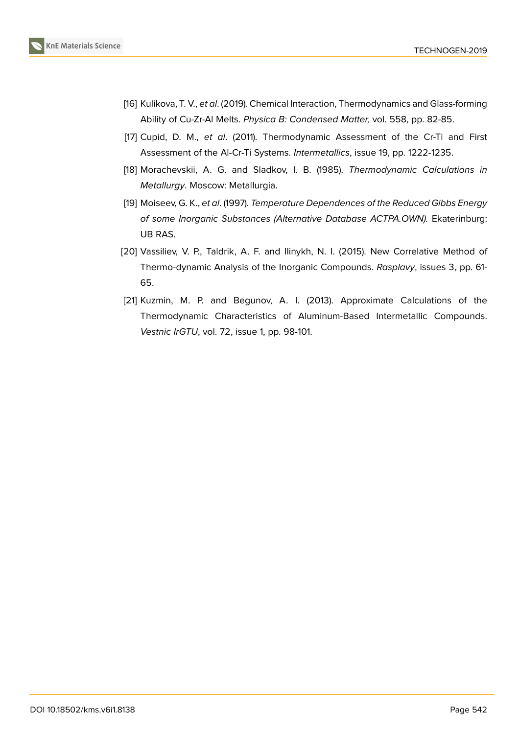[16] Kulikova, T. V., *et al*. (2019). Chemical Interaction, Thermodynamics and Glass-forming Ability of Cu-Zr-Al Melts. *Physica B: Condensed Matter,* vol. 558, pp. 82-85.

[17] Cupid, D. M., *et al*. (2011). Thermodynamic Assessment of the Cr-Ti and First Assessment of the Al-Cr-Ti Systems. *Intermetallics*, issue 19, pp. 1222-1235.

[18] Morachevskii, A. G. and Sladkov, I. B. (1985). *Thermodynamic Calculations in Metallurgy*. Moscow: Metallurgia.

[19] Moiseev, G. K., *et al*. (1997). *Temperature Dependences of the Reduced Gibbs Energy of some Inorganic Substances (Alternative Database ACTPA.OWN).* Ekaterinburg: UB RAS.

[20] Vassiliev, V. P., Taldrik, A. F. and Ilinykh, N. I. (2015). New Correlative Method of Thermo-dynamic Analysis of the Inorganic Compounds. *Rasplavy*, issues 3, pp. 61-65.

[21] Kuzmin, M. P. and Begunov, A. I. (2013). Approximate Calculations of the Thermodynamic Characteristics of Aluminum-Based Intermetallic Compounds. *Vestnic IrGTU*, vol. 72, issue 1, pp. 98-101.